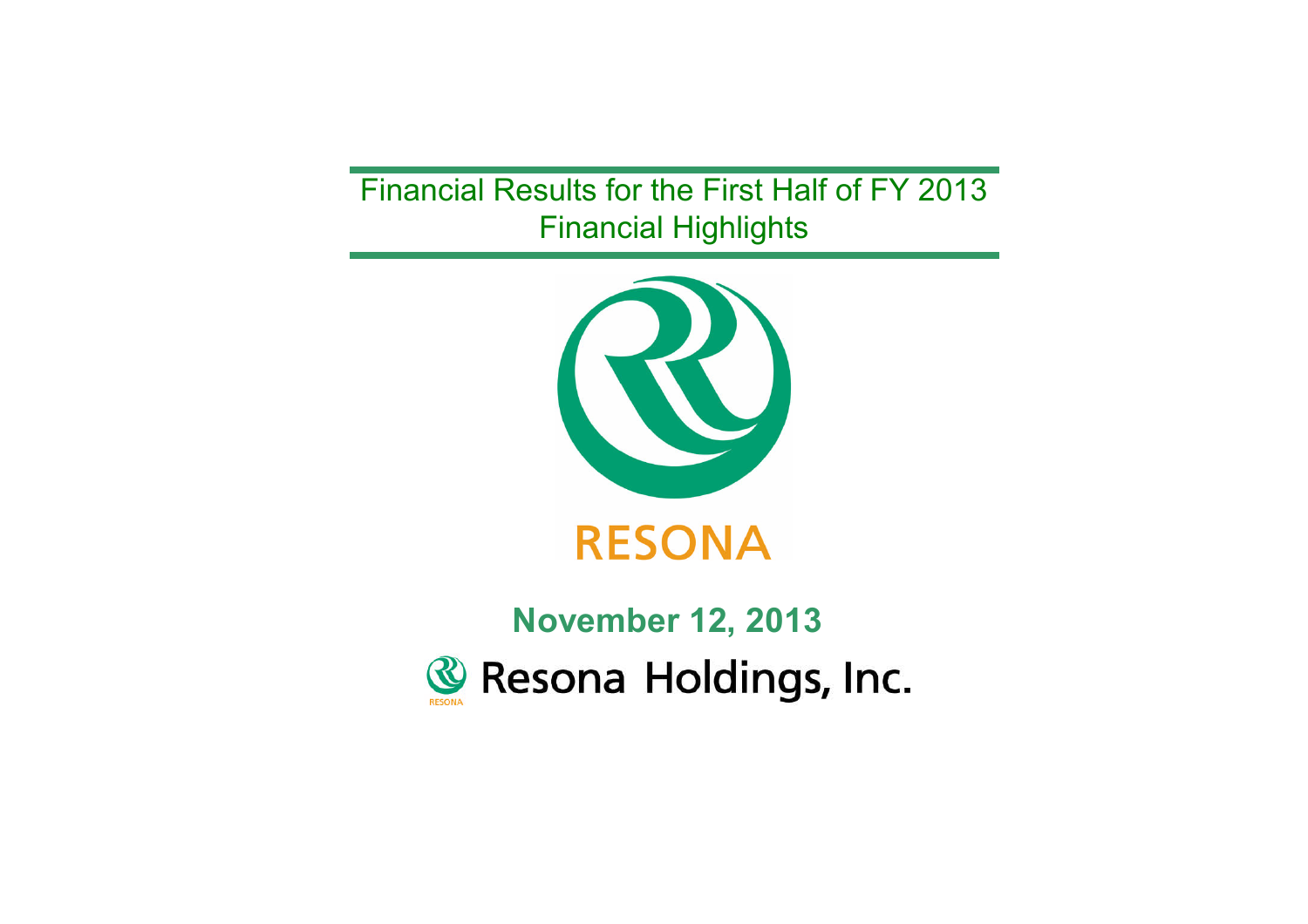# Financial Results for the First Half of FY 2013
## Financial Highlights

RESONA

**November 12, 2013**

Resona Holdings, Inc.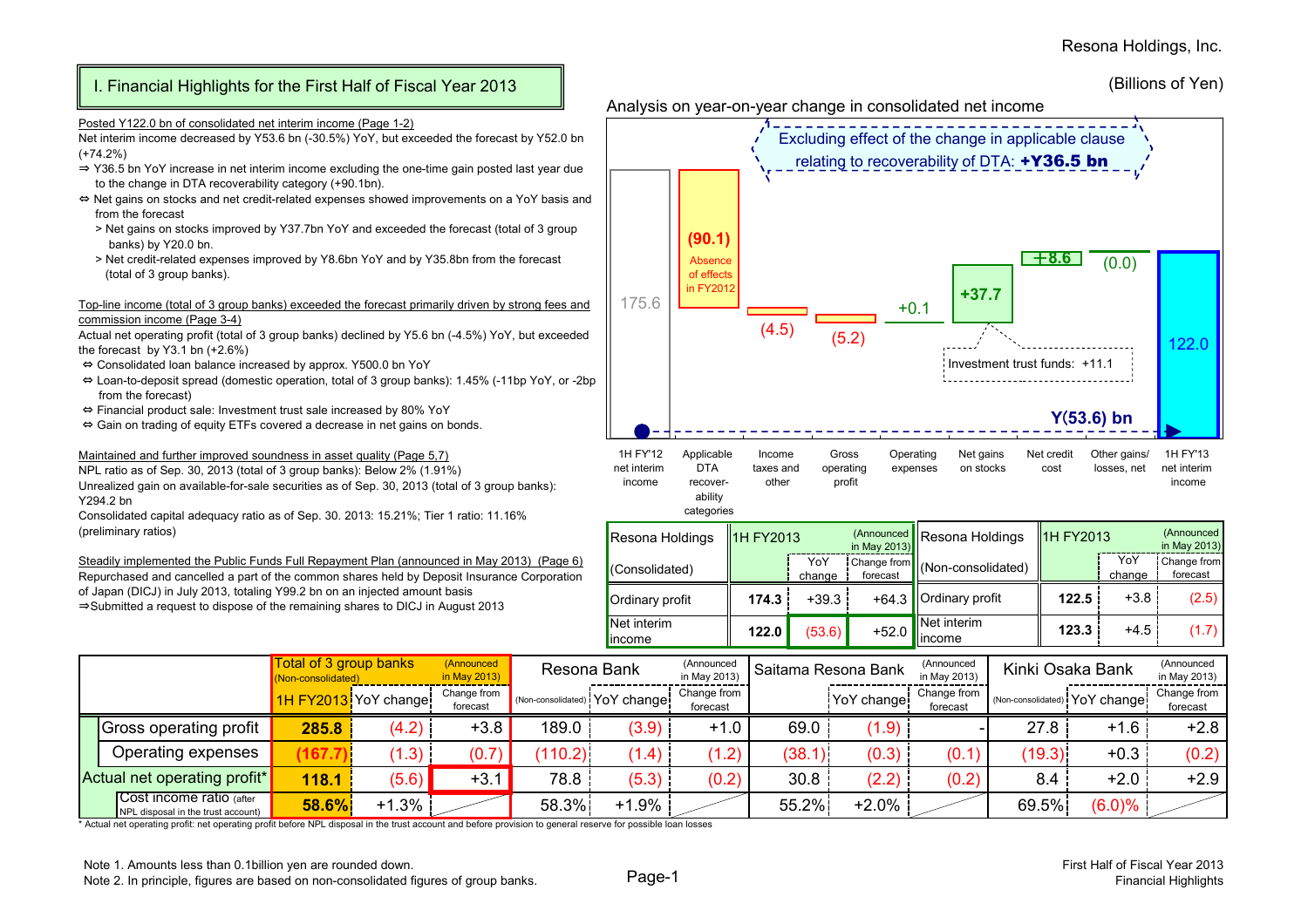(Billions of Yen)

# I. Financial Highlights for the First Half of Fiscal Year 2013

Posted Y122.0 bn of consolidated net interim income (Page 1-2)

Net interim income decreased by Y53.6 bn (-30.5%) YoY, but exceeded the forecast by Y52.0 bn (+74.2%)

⇒ Y36.5 bn YoY increase in net interim income excluding the one-time gain posted last year due to the change in DTA recoverability category (+90.1bn).

⇔ Net gains on stocks and net credit-related expenses showed improvements on a YoY basis and from the forecast

> Net gains on stocks improved by Y37.7bn YoY and exceeded the forecast (total of 3 group banks) by Y20.0 bn.

> Net credit-related expenses improved by Y8.6bn YoY and by Y35.8bn from the forecast (total of 3 group banks).

Top-line income (total of 3 group banks) exceeded the forecast primarily driven by strong fees and commission income (Page 3-4)

Actual net operating profit (total of 3 group banks) declined by Y5.6 bn (-4.5%) YoY, but exceeded the forecast by Y3.1 bn (+2.6%)

⇔ Consolidated loan balance increased by approx. Y500.0 bn YoY

⇔ Loan-to-deposit spread (domestic operation, total of 3 group banks): 1.45% (-11bp YoY, or -2bp from the forecast)

⇔ Financial product sale: Investment trust sale increased by 80% YoY

⇔ Gain on trading of equity ETFs covered a decrease in net gains on bonds.

Maintained and further improved soundness in asset quality (Page 5,7)

NPL ratio as of Sep. 30, 2013 (total of 3 group banks): Below 2% (1.91%)

Unrealized gain on available-for-sale securities as of Sep. 30, 2013 (total of 3 group banks): Y294.2 bn

Consolidated capital adequacy ratio as of Sep. 30. 2013: 15.21%; Tier 1 ratio: 11.16% (preliminary ratios)

Steadily implemented the Public Funds Full Repayment Plan (announced in May 2013) (Page 6)

Repurchased and cancelled a part of the common shares held by Deposit Insurance Corporation of Japan (DICJ) in July 2013, totaling Y99.2 bn on an injected amount basis

⇒Submitted a request to dispose of the remaining shares to DICJ in August 2013

Analysis on year-on-year change in consolidated net income

Excluding effect of the change in applicable clause relating to recoverability of DTA: **+Y36.5 bn**

| 1H FY'12 net interim income | Applicable DTA recoverability categories | Income taxes and other | Gross operating profit | Operating expenses | Net gains on stocks | Net credit cost | Other gains/ losses, net | 1H FY'13 net interim income |
|---|---|---|---|---|---|---|---|---|
| 175.6 | (90.1) Absence of effects in FY2012 | (4.5) | (5.2) | +0.1 | +37.7 | +8.6 | (0.0) | 122.0 |

Investment trust funds: +11.1

Y(53.6) bn

| Resona Holdings (Consolidated) | 1H FY2013 | YoY change | Change from forecast (Announced in May 2013) |
|---|---|---|---|
| Ordinary profit | 174.3 | +39.3 | +64.3 |
| Net interim income | 122.0 | (53.6) | +52.0 |

| Resona Holdings (Non-consolidated) | 1H FY2013 | YoY change | Change from forecast (Announced in May 2013) |
|---|---|---|---|
| Ordinary profit | 122.5 | +3.8 | (2.5) |
| Net interim income | 123.3 | +4.5 | (1.7) |

| | Total of 3 group banks (Non-consolidated) 1H FY2013 | YoY change | Change from forecast (Announced in May 2013) | Resona Bank (Non-consolidated) | YoY change | Change from forecast (Announced in May 2013) | Saitama Resona Bank | YoY change | Change from forecast (Announced in May 2013) | Kinki Osaka Bank (Non-consolidated) | YoY change | Change from forecast (Announced in May 2013) |
|---|---|---|---|---|---|---|---|---|---|---|---|---|
| Gross operating profit | 285.8 | (4.2) | +3.8 | 189.0 | (3.9) | +1.0 | 69.0 | (1.9) | - | 27.8 | +1.6 | +2.8 |
| Operating expenses | (167.7) | (1.3) | (0.7) | (110.2) | (1.4) | (1.2) | (38.1) | (0.3) | (0.1) | (19.3) | +0.3 | (0.2) |
| Actual net operating profit* | 118.1 | (5.6) | +3.1 | 78.8 | (5.3) | (0.2) | 30.8 | (2.2) | (0.2) | 8.4 | +2.0 | +2.9 |
| Cost income ratio (after NPL disposal in the trust account) | 58.6% | +1.3% | | 58.3% | +1.9% | | 55.2% | +2.0% | | 69.5% | (6.0)% | |

\* Actual net operating profit: net operating profit before NPL disposal in the trust account and before provision to general reserve for possible loan losses

Note 1. Amounts less than 0.1billion yen are rounded down.

Note 2. In principle, figures are based on non-consolidated figures of group banks.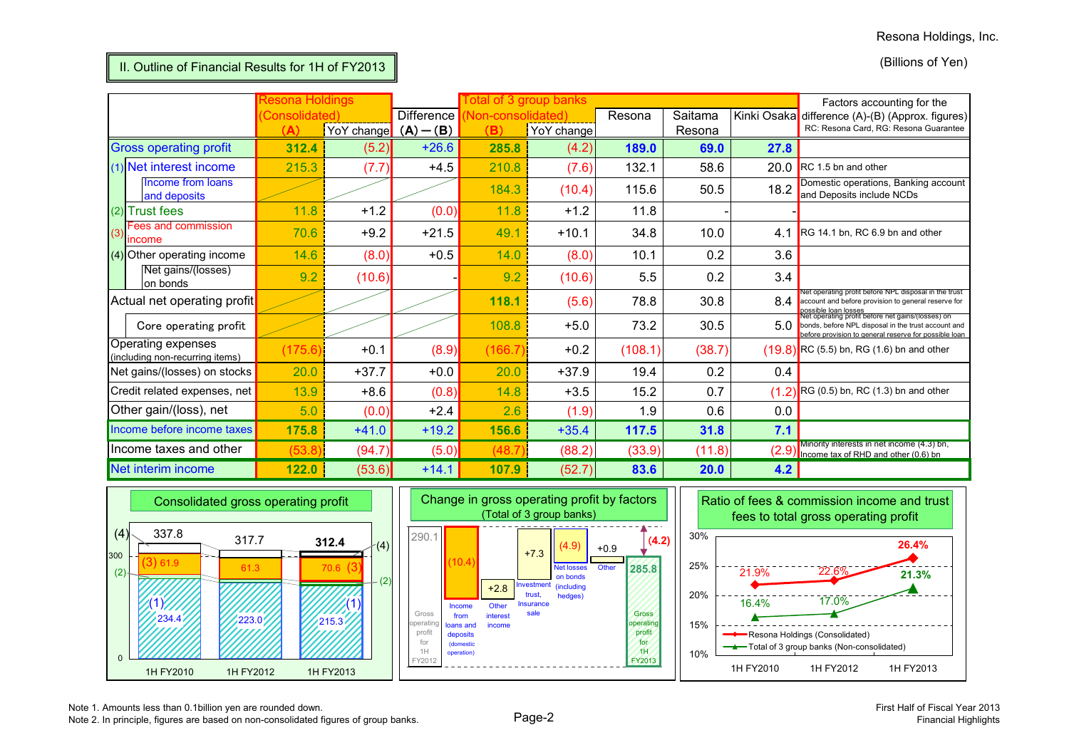Resona Holdings, Inc.

## II. Outline of Financial Results for 1H of FY2013

(Billions of Yen)

| | Resona Holdings (Consolidated) (A) | YoY change | Difference (A)－(B) | Total of 3 group banks (Non-consolidated) (B) | YoY change | Resona | Saitama Resona | Kinki Osaka | Factors accounting for the difference (A)-(B) (Approx. figures) RC: Resona Card, RG: Resona Guarantee |
|---|---|---|---|---|---|---|---|---|---|
| Gross operating profit | 312.4 | (5.2) | +26.6 | 285.8 | (4.2) | 189.0 | 69.0 | 27.8 | |
| (1) Net interest income | 215.3 | (7.7) | +4.5 | 210.8 | (7.6) | 132.1 | 58.6 | 20.0 | RC 1.5 bn and other |
| Income from loans and deposits | | | | 184.3 | (10.4) | 115.6 | 50.5 | 18.2 | Domestic operations, Banking account and Deposits include NCDs |
| (2) Trust fees | 11.8 | +1.2 | (0.0) | 11.8 | +1.2 | 11.8 | - | - | |
| (3) Fees and commission income | 70.6 | +9.2 | +21.5 | 49.1 | +10.1 | 34.8 | 10.0 | 4.1 | RG 14.1 bn, RC 6.9 bn and other |
| (4) Other operating income | 14.6 | (8.0) | +0.5 | 14.0 | (8.0) | 10.1 | 0.2 | 3.6 | |
| Net gains/(losses) on bonds | 9.2 | (10.6) | - | 9.2 | (10.6) | 5.5 | 0.2 | 3.4 | |
| Actual net operating profit | | | | 118.1 | (5.6) | 78.8 | 30.8 | 8.4 | Net operating profit before NPL disposal in the trust account and before provision to general reserve for possible loan losses |
| Core operating profit | | | | 108.8 | +5.0 | 73.2 | 30.5 | 5.0 | Net operating profit before net gains/(losses) on bonds, before NPL disposal in the trust account and before provision to general reserve for possible loan |
| Operating expenses (including non-recurring items) | (175.6) | +0.1 | (8.9) | (166.7) | +0.2 | (108.1) | (38.7) | (19.8) | RC (5.5) bn, RG (1.6) bn and other |
| Net gains/(losses) on stocks | 20.0 | +37.7 | +0.0 | 20.0 | +37.9 | 19.4 | 0.2 | 0.4 | |
| Credit related expenses, net | 13.9 | +8.6 | (0.8) | 14.8 | +3.5 | 15.2 | 0.7 | (1.2) | RG (0.5) bn, RC (1.3) bn and other |
| Other gain/(loss), net | 5.0 | (0.0) | +2.4 | 2.6 | (1.9) | 1.9 | 0.6 | 0.0 | |
| Income before income taxes | 175.8 | +41.0 | +19.2 | 156.6 | +35.4 | 117.5 | 31.8 | 7.1 | |
| Income taxes and other | (53.8) | (94.7) | (5.0) | (48.7) | (88.2) | (33.9) | (11.8) | (2.9) | Minority interests in net income (4.3) bn, Income tax of RHD and other (0.6) bn |
| Net interim income | 122.0 | (53.6) | +14.1 | 107.9 | (52.7) | 83.6 | 20.0 | 4.2 | |

### Consolidated gross operating profit

| | 1H FY2010 | 1H FY2012 | 1H FY2013 |
|---|---|---|---|
| Total | 337.8 | 317.7 | 312.4 |
| (3) | 61.9 | 61.3 | 70.6 |
| (1) | 234.4 | 223.0 | 215.3 |

### Change in gross operating profit by factors (Total of 3 group banks)

| Factor | Amount |
|---|---|
| Gross operating profit for 1H FY2012 | 290.1 |
| Income from loans and deposits (domestic operation) | (10.4) |
| Other interest income | +2.8 |
| Investment trust, Insurance sale | +7.3 |
| Net losses on bonds (including hedges) | (4.9) |
| Other | +0.9 |
| Gross operating profit for 1H FY2013 | 285.8 |
| Change | (4.2) |

### Ratio of fees & commission income and trust fees to total gross operating profit

| | 1H FY2010 | 1H FY2012 | 1H FY2013 |
|---|---|---|---|
| Resona Holdings (Consolidated) | 21.9% | 22.6% | 26.4% |
| Total of 3 group banks (Non-consolidated) | 16.4% | 17.0% | 21.3% |

Note 1. Amounts less than 0.1billion yen are rounded down.
Note 2. In principle, figures are based on non-consolidated figures of group banks.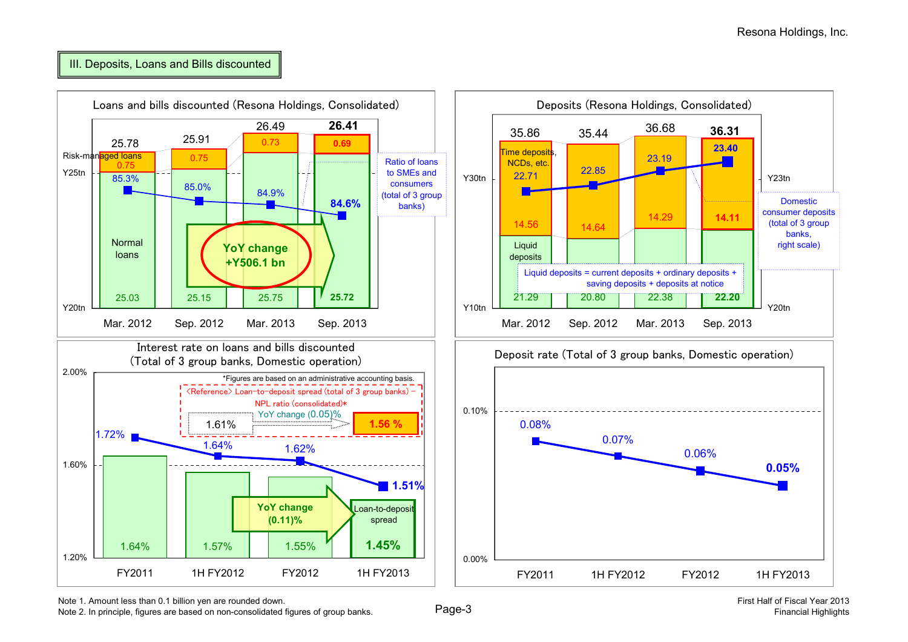## III. Deposits, Loans and Bills discounted

### Loans and bills discounted (Resona Holdings, Consolidated)

| | Mar. 2012 | Sep. 2012 | Mar. 2013 | Sep. 2013 |
|---|---|---|---|---|
| Total | 25.78 | 25.91 | 26.49 | **26.41** |
| Risk-managed loans | 0.75 | 0.75 | 0.73 | **0.69** |
| Normal loans | 25.03 | 25.15 | 25.75 | **25.72** |
| Ratio of loans to SMEs and consumers (total of 3 group banks) | 85.3% | 85.0% | 84.9% | **84.6%** |

YoY change +Y506.1 bn

### Deposits (Resona Holdings, Consolidated)

| | Mar. 2012 | Sep. 2012 | Mar. 2013 | Sep. 2013 |
|---|---|---|---|---|
| Total | 35.86 | 35.44 | 36.68 | **36.31** |
| Time deposits, NCDs, etc. | 14.56 | 14.64 | 14.29 | **14.11** |
| Liquid deposits | 21.29 | 20.80 | 22.38 | **22.20** |
| Domestic consumer deposits (total of 3 group banks, right scale) | 22.71 | 22.85 | 23.19 | **23.40** |

Liquid deposits = current deposits + ordinary deposits + saving deposits + deposits at notice

### Interest rate on loans and bills discounted (Total of 3 group banks, Domestic operation)

*Figures are based on an administrative accounting basis.

| | FY2011 | 1H FY2012 | FY2012 | 1H FY2013 |
|---|---|---|---|---|
| Interest rate on loans and bills discounted | 1.72% | 1.64% | 1.62% | **1.51%** |
| Loan-to-deposit spread | 1.64% | 1.57% | 1.55% | **1.45%** |

YoY change (0.11)%

<Reference> Loan-to-deposit spread (total of 3 group banks) − NPL ratio (consolidated)*: 1.61% → **1.56 %**, YoY change (0.05)%

### Deposit rate (Total of 3 group banks, Domestic operation)

| | FY2011 | 1H FY2012 | FY2012 | 1H FY2013 |
|---|---|---|---|---|
| Deposit rate | 0.08% | 0.07% | 0.06% | **0.05%** |

Note 1. Amount less than 0.1 billion yen are rounded down.
Note 2. In principle, figures are based on non-consolidated figures of group banks.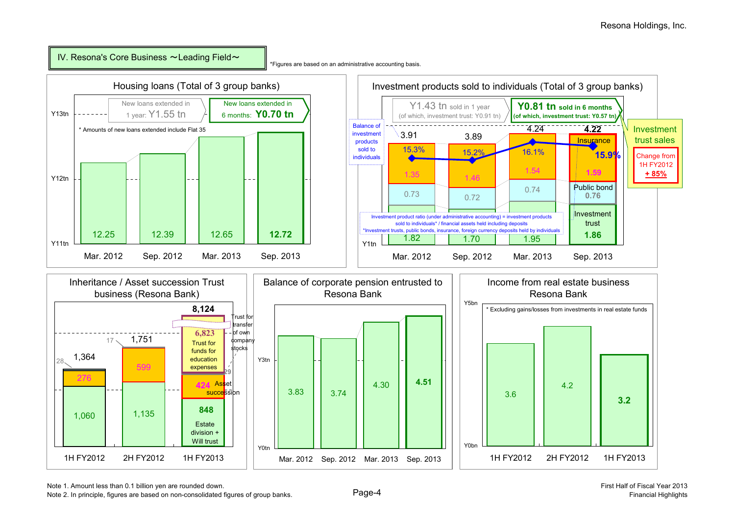## IV. Resona's Core Business ～Leading Field～

*Figures are based on an administrative accounting basis.

### Housing loans (Total of 3 group banks)

New loans extended in 1 year: Y1.55 tn

New loans extended in 6 months: **Y0.70 tn**

* Amounts of new loans extended include Flat 35

| | Mar. 2012 | Sep. 2012 | Mar. 2013 | Sep. 2013 |
|---|---|---|---|---|
| Housing loans (Y tn) | 12.25 | 12.39 | 12.65 | **12.72** |

### Investment products sold to individuals (Total of 3 group banks)

Y1.43 tn sold in 1 year (of which, investment trust: Y0.91 tn)

**Y0.81 tn sold in 6 months (of which, investment trust: Y0.57 tn)**

Investment trust sales: Change from 1H FY2012 **+ 85%**

| | Mar. 2012 | Sep. 2012 | Mar. 2013 | Sep. 2013 |
|---|---|---|---|---|
| Balance of investment products sold to individuals (Y tn) | 3.91 | 3.89 | 4.24 | **4.22** |
| Insurance | 1.35 | 1.46 | 1.54 | 1.59 |
| Public bond | 0.73 | 0.72 | 0.74 | 0.76 |
| Investment trust | 1.82 | 1.70 | 1.95 | 1.86 |
| Investment product ratio | 15.3% | 15.2% | 16.1% | 15.9% |

Investment product ratio (under administrative accounting) = investment products sold to individuals* / financial assets held including deposits

*Investment trusts, public bonds, insurance, foreign currency deposits held by individuals

### Inheritance / Asset succession Trust business (Resona Bank)

| | 1H FY2012 | 2H FY2012 | 1H FY2013 |
|---|---|---|---|
| Total | 1,364 | 1,751 | **8,124** |
| Trust for transfer of own company stocks | 28 | 17 | 29 |
| Trust for funds for education expenses | | | 6,823 |
| Asset succession | 276 | 599 | 424 |
| Estate division + Will trust | 1,060 | 1,135 | 848 |

### Balance of corporate pension entrusted to Resona Bank

| | Mar. 2012 | Sep. 2012 | Mar. 2013 | Sep. 2013 |
|---|---|---|---|---|
| Balance (Y tn) | 3.83 | 3.74 | 4.30 | **4.51** |

### Income from real estate business Resona Bank

* Excluding gains/losses from investments in real estate funds

| | 1H FY2012 | 2H FY2012 | 1H FY2013 |
|---|---|---|---|
| Income (Y bn) | 3.6 | 4.2 | **3.2** |

Note 1. Amount less than 0.1 billion yen are rounded down.
Note 2. In principle, figures are based on non-consolidated figures of group banks.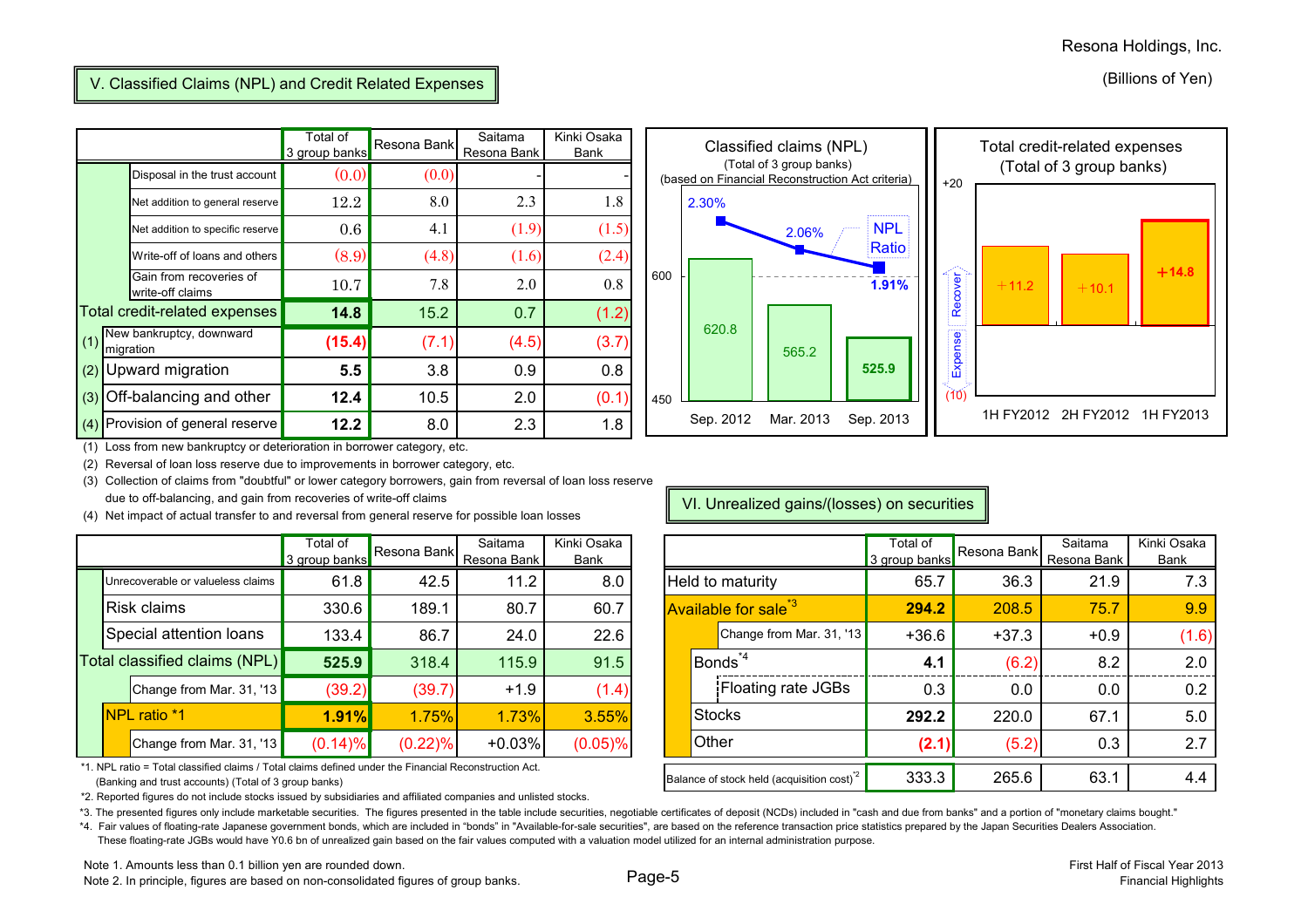(Billions of Yen)

## V. Classified Claims (NPL) and Credit Related Expenses

| | Total of 3 group banks | Resona Bank | Saitama Resona Bank | Kinki Osaka Bank |
|---|---|---|---|---|
| Disposal in the trust account | (0.0) | (0.0) | - | - |
| Net addition to general reserve | 12.2 | 8.0 | 2.3 | 1.8 |
| Net addition to specific reserve | 0.6 | 4.1 | (1.9) | (1.5) |
| Write-off of loans and others | (8.9) | (4.8) | (1.6) | (2.4) |
| Gain from recoveries of write-off claims | 10.7 | 7.8 | 2.0 | 0.8 |
| **Total credit-related expenses** | **14.8** | 15.2 | 0.7 | (1.2) |
| (1) New bankruptcy, downward migration | **(15.4)** | (7.1) | (4.5) | (3.7) |
| (2) Upward migration | **5.5** | 3.8 | 0.9 | 0.8 |
| (3) Off-balancing and other | **12.4** | 10.5 | 2.0 | (0.1) |
| (4) Provision of general reserve | **12.2** | 8.0 | 2.3 | 1.8 |

(1) Loss from new bankruptcy or deterioration in borrower category, etc.
(2) Reversal of loan loss reserve due to improvements in borrower category, etc.
(3) Collection of claims from "doubtful" or lower category borrowers, gain from reversal of loan loss reserve due to off-balancing, and gain from recoveries of write-off claims
(4) Net impact of actual transfer to and reversal from general reserve for possible loan losses

**Classified claims (NPL)** (Total of 3 group banks) (based on Financial Reconstruction Act criteria)

| | Sep. 2012 | Mar. 2013 | Sep. 2013 |
|---|---|---|---|
| Classified claims (NPL) | 620.8 | 565.2 | 525.9 |
| NPL Ratio | 2.30% | 2.06% | 1.91% |

**Total credit-related expenses** (Total of 3 group banks)

| 1H FY2012 | 2H FY2012 | 1H FY2013 |
|---|---|---|
| +11.2 | +10.1 | +14.8 |

| | Total of 3 group banks | Resona Bank | Saitama Resona Bank | Kinki Osaka Bank |
|---|---|---|---|---|
| Unrecoverable or valueless claims | 61.8 | 42.5 | 11.2 | 8.0 |
| Risk claims | 330.6 | 189.1 | 80.7 | 60.7 |
| Special attention loans | 133.4 | 86.7 | 24.0 | 22.6 |
| **Total classified claims (NPL)** | **525.9** | 318.4 | 115.9 | 91.5 |
| Change from Mar. 31, '13 | (39.2) | (39.7) | +1.9 | (1.4) |
| **NPL ratio *1** | **1.91%** | 1.75% | 1.73% | 3.55% |
| Change from Mar. 31, '13 | (0.14)% | (0.22)% | +0.03% | (0.05)% |

*1. NPL ratio = Total classified claims / Total claims defined under the Financial Reconstruction Act. (Banking and trust accounts) (Total of 3 group banks)

## VI. Unrealized gains/(losses) on securities

| | Total of 3 group banks | Resona Bank | Saitama Resona Bank | Kinki Osaka Bank |
|---|---|---|---|---|
| Held to maturity | 65.7 | 36.3 | 21.9 | 7.3 |
| **Available for sale*3** | **294.2** | 208.5 | 75.7 | 9.9 |
| Change from Mar. 31, '13 | +36.6 | +37.3 | +0.9 | (1.6) |
| Bonds*4 | **4.1** | (6.2) | 8.2 | 2.0 |
| Floating rate JGBs | 0.3 | 0.0 | 0.0 | 0.2 |
| Stocks | **292.2** | 220.0 | 67.1 | 5.0 |
| Other | **(2.1)** | (5.2) | 0.3 | 2.7 |
| Balance of stock held (acquisition cost)*2 | 333.3 | 265.6 | 63.1 | 4.4 |

*2. Reported figures do not include stocks issued by subsidiaries and affiliated companies and unlisted stocks.

*3. The presented figures only include marketable securities. The figures presented in the table include securities, negotiable certificates of deposit (NCDs) included in "cash and due from banks" and a portion of "monetary claims bought."

*4. Fair values of floating-rate Japanese government bonds, which are included in "bonds" in "Available-for-sale securities", are based on the reference transaction price statistics prepared by the Japan Securities Dealers Association. These floating-rate JGBs would have Y0.6 bn of unrealized gain based on the fair values computed with a valuation model utilized for an internal administration purpose.

Note 1. Amounts less than 0.1 billion yen are rounded down.
Note 2. In principle, figures are based on non-consolidated figures of group banks.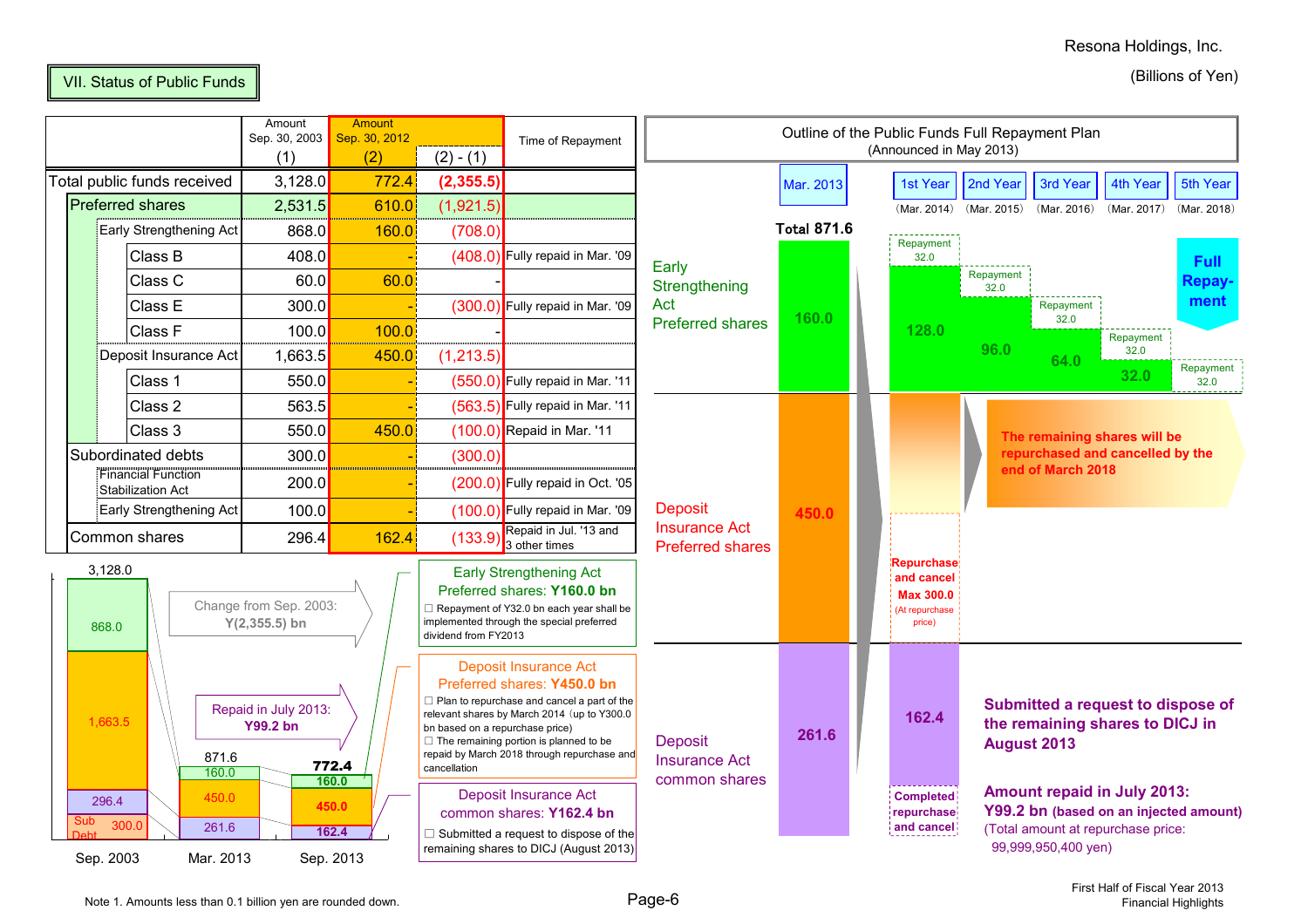Resona Holdings, Inc.

(Billions of Yen)

## VII. Status of Public Funds

| | Amount Sep. 30, 2003 (1) | Amount Sep. 30, 2012 (2) | (2) - (1) | Time of Repayment |
|---|---|---|---|---|
| Total public funds received | 3,128.0 | 772.4 | (2,355.5) | |
| Preferred shares | 2,531.5 | 610.0 | (1,921.5) | |
| Early Strengthening Act | 868.0 | 160.0 | (708.0) | |
| Class B | 408.0 | - | (408.0) | Fully repaid in Mar. '09 |
| Class C | 60.0 | 60.0 | - | |
| Class E | 300.0 | - | (300.0) | Fully repaid in Mar. '09 |
| Class F | 100.0 | 100.0 | - | |
| Deposit Insurance Act | 1,663.5 | 450.0 | (1,213.5) | |
| Class 1 | 550.0 | - | (550.0) | Fully repaid in Mar. '11 |
| Class 2 | 563.5 | - | (563.5) | Fully repaid in Mar. '11 |
| Class 3 | 550.0 | 450.0 | (100.0) | Repaid in Mar. '11 |
| Subordinated debts | 300.0 | - | (300.0) | |
| Financial Function Stabilization Act | 200.0 | - | (200.0) | Fully repaid in Oct. '05 |
| Early Strengthening Act | 100.0 | - | (100.0) | Fully repaid in Mar. '09 |
| Common shares | 296.4 | 162.4 | (133.9) | Repaid in Jul. '13 and 3 other times |

| | Sep. 2003 | Mar. 2013 | Sep. 2013 |
|---|---|---|---|
| Total | 3,128.0 | 871.6 | 772.4 |
| Early Strengthening Act preferred | 868.0 | 160.0 | 160.0 |
| Deposit Insurance Act preferred | 1,663.5 | 450.0 | 450.0 |
| Common shares | 296.4 | 261.6 | 162.4 |
| Sub Debt | 300.0 | | |

Change from Sep. 2003: Y(2,355.5) bn

Repaid in July 2013: Y99.2 bn

**Early Strengthening Act Preferred shares: Y160.0 bn**
- Repayment of Y32.0 bn each year shall be implemented through the special preferred dividend from FY2013

**Deposit Insurance Act Preferred shares: Y450.0 bn**
- Plan to repurchase and cancel a part of the relevant shares by March 2014 (up to Y300.0 bn based on a repurchase price)
- The remaining portion is planned to be repaid by March 2018 through repurchase and cancellation

**Deposit Insurance Act common shares: Y162.4 bn**
- Submitted a request to dispose of the remaining shares to DICJ (August 2013)

### Outline of the Public Funds Full Repayment Plan (Announced in May 2013)

| | Mar. 2013 (Total 871.6) | 1st Year (Mar. 2014) | 2nd Year (Mar. 2015) | 3rd Year (Mar. 2016) | 4th Year (Mar. 2017) | 5th Year (Mar. 2018) |
|---|---|---|---|---|---|---|
| Early Strengthening Act Preferred shares | 160.0 | 128.0 (Repayment 32.0) | 96.0 (Repayment 32.0) | 64.0 (Repayment 32.0) | 32.0 (Repayment 32.0) | Repayment 32.0 — Full Repayment |
| Deposit Insurance Act Preferred shares | 450.0 | Repurchase and cancel Max 300.0 (At repurchase price) | The remaining shares will be repurchased and cancelled by the end of March 2018 | | | |
| Deposit Insurance Act common shares | 261.6 | 162.4 — Completed repurchase and cancel | | | | |

**Submitted a request to dispose of the remaining shares to DICJ in August 2013**

**Amount repaid in July 2013: Y99.2 bn (based on an injected amount)**
(Total amount at repurchase price: 99,999,950,400 yen)

Note 1. Amounts less than 0.1 billion yen are rounded down.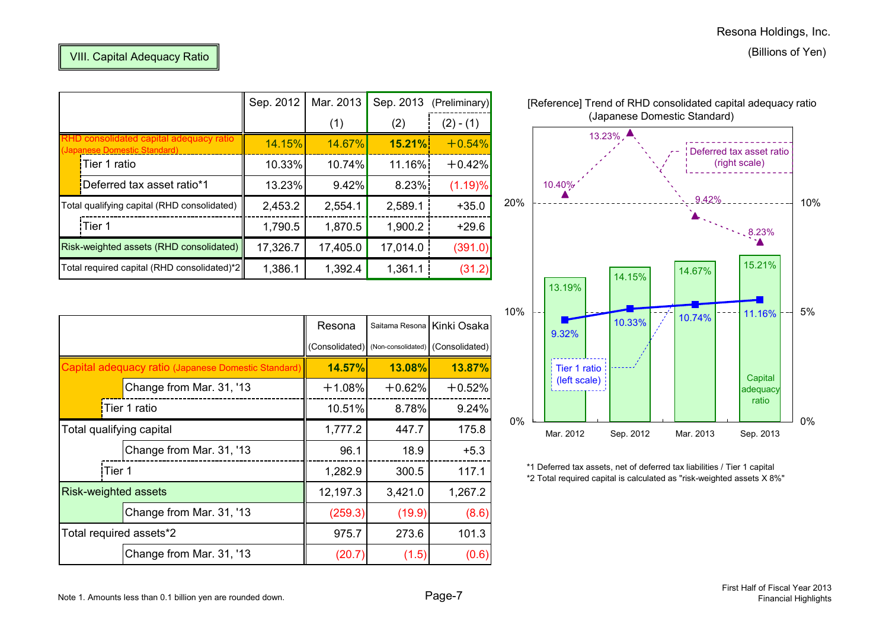Resona Holdings, Inc.

(Billions of Yen)

## VIII. Capital Adequacy Ratio

| | Sep. 2012 | Mar. 2013 (1) | Sep. 2013 (Preliminary) (2) | (2) - (1) |
|---|---|---|---|---|
| RHD consolidated capital adequacy ratio (Japanese Domestic Standard) | 14.15% | 14.67% | **15.21%** | +0.54% |
| Tier 1 ratio | 10.33% | 10.74% | 11.16% | +0.42% |
| Deferred tax asset ratio*1 | 13.23% | 9.42% | 8.23% | (1.19)% |
| Total qualifying capital (RHD consolidated) | 2,453.2 | 2,554.1 | 2,589.1 | +35.0 |
| Tier 1 | 1,790.5 | 1,870.5 | 1,900.2 | +29.6 |
| Risk-weighted assets (RHD consolidated) | 17,326.7 | 17,405.0 | 17,014.0 | (391.0) |
| Total required capital (RHD consolidated)*2 | 1,386.1 | 1,392.4 | 1,361.1 | (31.2) |

| | Resona (Consolidated) | Saitama Resona (Non-consolidated) | Kinki Osaka (Consolidated) |
|---|---|---|---|
| Capital adequacy ratio (Japanese Domestic Standard) | **14.57%** | **13.08%** | **13.87%** |
| Change from Mar. 31, '13 | +1.08% | +0.62% | +0.52% |
| Tier 1 ratio | 10.51% | 8.78% | 9.24% |
| Total qualifying capital | 1,777.2 | 447.7 | 175.8 |
| Change from Mar. 31, '13 | 96.1 | 18.9 | +5.3 |
| Tier 1 | 1,282.9 | 300.5 | 117.1 |
| Risk-weighted assets | 12,197.3 | 3,421.0 | 1,267.2 |
| Change from Mar. 31, '13 | (259.3) | (19.9) | (8.6) |
| Total required assets*2 | 975.7 | 273.6 | 101.3 |
| Change from Mar. 31, '13 | (20.7) | (1.5) | (0.6) |

[Reference] Trend of RHD consolidated capital adequacy ratio (Japanese Domestic Standard)

| | Mar. 2012 | Sep. 2012 | Mar. 2013 | Sep. 2013 |
|---|---|---|---|---|
| Capital adequacy ratio | 13.19% | 14.15% | 14.67% | 15.21% |
| Tier 1 ratio (left scale) | 9.32% | 10.33% | 10.74% | 11.16% |
| Deferred tax asset ratio (right scale) | 10.40% | 13.23% | 9.42% | 8.23% |

*1 Deferred tax assets, net of deferred tax liabilities / Tier 1 capital

*2 Total required capital is calculated as "risk-weighted assets X 8%"

Note 1. Amounts less than 0.1 billion yen are rounded down.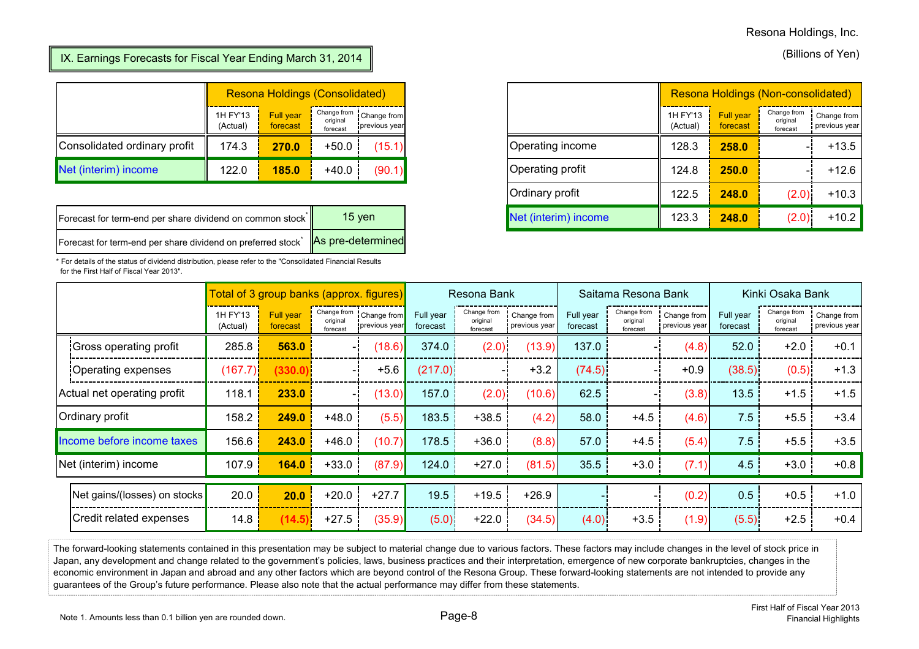Resona Holdings, Inc.

(Billions of Yen)

## IX. Earnings Forecasts for Fiscal Year Ending March 31, 2014

| | Resona Holdings (Consolidated) | | | |
|---|---|---|---|---|
| | 1H FY'13 (Actual) | Full year forecast | Change from original forecast | Change from previous year |
| Consolidated ordinary profit | 174.3 | 270.0 | +50.0 | (15.1) |
| Net (interim) income | 122.0 | 185.0 | +40.0 | (90.1) |

| | Resona Holdings (Non-consolidated) | | | |
|---|---|---|---|---|
| | 1H FY'13 (Actual) | Full year forecast | Change from original forecast | Change from previous year |
| Operating income | 128.3 | 258.0 | - | +13.5 |
| Operating profit | 124.8 | 250.0 | - | +12.6 |
| Ordinary profit | 122.5 | 248.0 | (2.0) | +10.3 |
| Net (interim) income | 123.3 | 248.0 | (2.0) | +10.2 |

| | |
|---|---|
| Forecast for term-end per share dividend on common stock* | 15 yen |
| Forecast for term-end per share dividend on preferred stock* | As pre-determined |

\* For details of the status of dividend distribution, please refer to the "Consolidated Financial Results for the First Half of Fiscal Year 2013".

| | Total of 3 group banks (approx. figures) | | | | Resona Bank | | | Saitama Resona Bank | | | Kinki Osaka Bank | | |
|---|---|---|---|---|---|---|---|---|---|---|---|---|---|
| | 1H FY'13 (Actual) | Full year forecast | Change from original forecast | Change from previous year | Full year forecast | Change from original forecast | Change from previous year | Full year forecast | Change from original forecast | Change from previous year | Full year forecast | Change from original forecast | Change from previous year |
| Gross operating profit | 285.8 | 563.0 | - | (18.6) | 374.0 | (2.0) | (13.9) | 137.0 | - | (4.8) | 52.0 | +2.0 | +0.1 |
| Operating expenses | (167.7) | (330.0) | - | +5.6 | (217.0) | - | +3.2 | (74.5) | - | +0.9 | (38.5) | (0.5) | +1.3 |
| Actual net operating profit | 118.1 | 233.0 | - | (13.0) | 157.0 | (2.0) | (10.6) | 62.5 | - | (3.8) | 13.5 | +1.5 | +1.5 |
| Ordinary profit | 158.2 | 249.0 | +48.0 | (5.5) | 183.5 | +38.5 | (4.2) | 58.0 | +4.5 | (4.6) | 7.5 | +5.5 | +3.4 |
| Income before income taxes | 156.6 | 243.0 | +46.0 | (10.7) | 178.5 | +36.0 | (8.8) | 57.0 | +4.5 | (5.4) | 7.5 | +5.5 | +3.5 |
| Net (interim) income | 107.9 | 164.0 | +33.0 | (87.9) | 124.0 | +27.0 | (81.5) | 35.5 | +3.0 | (7.1) | 4.5 | +3.0 | +0.8 |
| Net gains/(losses) on stocks | 20.0 | 20.0 | +20.0 | +27.7 | 19.5 | +19.5 | +26.9 | - | - | (0.2) | 0.5 | +0.5 | +1.0 |
| Credit related expenses | 14.8 | (14.5) | +27.5 | (35.9) | (5.0) | +22.0 | (34.5) | (4.0) | +3.5 | (1.9) | (5.5) | +2.5 | +0.4 |

The forward-looking statements contained in this presentation may be subject to material change due to various factors. These factors may include changes in the level of stock price in Japan, any development and change related to the government's policies, laws, business practices and their interpretation, emergence of new corporate bankruptcies, changes in the economic environment in Japan and abroad and any other factors which are beyond control of the Resona Group. These forward-looking statements are not intended to provide any guarantees of the Group's future performance. Please also note that the actual performance may differ from these statements.

Note 1. Amounts less than 0.1 billion yen are rounded down.